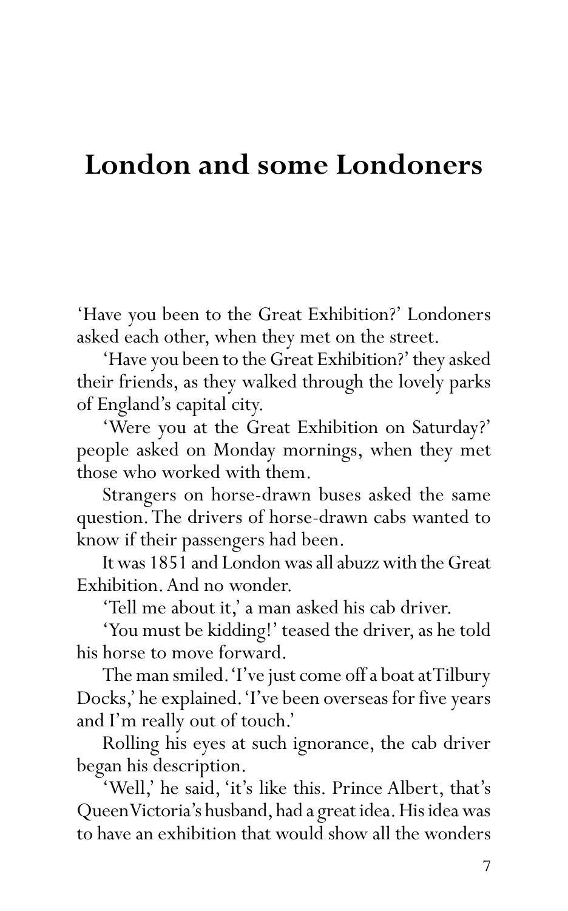# London and some Londoners

'Have you been to the Great Exhibition?' Londoners asked each other, when they met on the street.

'Have you been to the Great Exhibition?' they asked their friends, as they walked through the lovely parks of England's capital city.

'Were you at the Great Exhibition on Saturday?' people asked on Monday mornings, when they met those who worked with them.

Strangers on horse-drawn buses asked the same question. The drivers of horse-drawn cabs wanted to know if their passengers had been.

It was 1851 and London was all abuzz with the Great Exhibition. And no wonder.

'Tell me about it,' a man asked his cab driver.

'You must be kidding!' teased the driver, as he told his horse to move forward.

The man smiled. 'I've just come off a boat at Tilbury Docks,' he explained. 'I've been overseas for five years and I'm really out of touch.'

Rolling his eyes at such ignorance, the cab driver began his description.

'Well,' he said, 'it's like this. Prince Albert, that's Queen Victoria's husband, had a great idea. His idea was to have an exhibition that would show all the wonders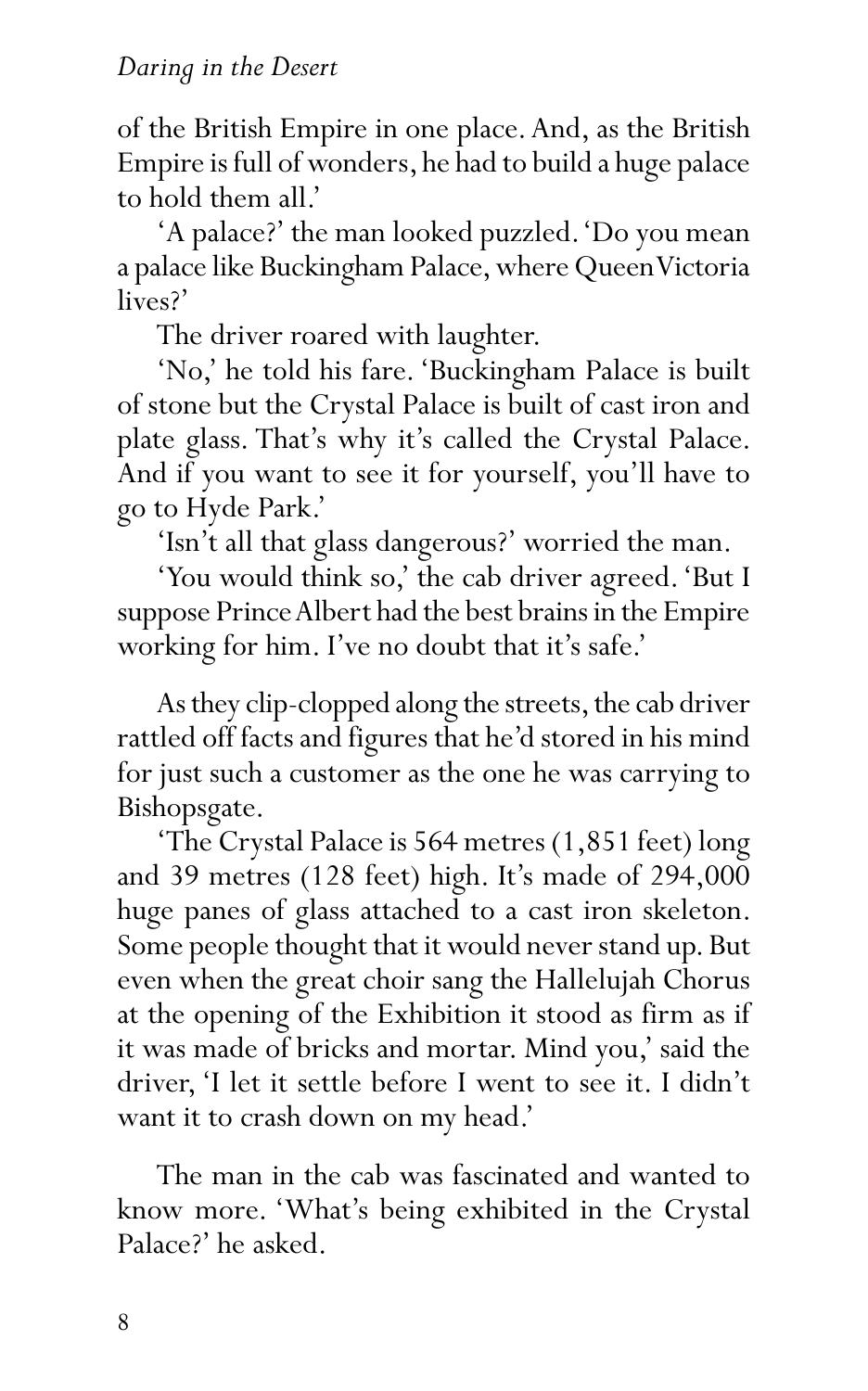of the British Empire in one place. And, as the British Empire is full of wonders, he had to build a huge palace to hold them all.'

'A palace?' the man looked puzzled. 'Do you mean a palace like Buckingham Palace, where Queen Victoria lives?'

The driver roared with laughter.

'No,' he told his fare. 'Buckingham Palace is built of stone but the Crystal Palace is built of cast iron and plate glass. That's why it's called the Crystal Palace. And if you want to see it for yourself, you'll have to go to Hyde Park.'

'Isn't all that glass dangerous?' worried the man.

'You would think so,' the cab driver agreed. 'But I suppose Prince Albert had the best brains in the Empire working for him. I've no doubt that it's safe.'

As they clip-clopped along the streets, the cab driver rattled off facts and figures that he'd stored in his mind for just such a customer as the one he was carrying to Bishopsgate.

'The Crystal Palace is 564 metres (1,851 feet) long and 39 metres (128 feet) high. It's made of 294,000 huge panes of glass attached to a cast iron skeleton. Some people thought that it would never stand up. But even when the great choir sang the Hallelujah Chorus at the opening of the Exhibition it stood as firm as if it was made of bricks and mortar. Mind you,' said the driver, 'I let it settle before I went to see it. I didn't want it to crash down on my head.'

The man in the cab was fascinated and wanted to know more. 'What's being exhibited in the Crystal Palace?' he asked.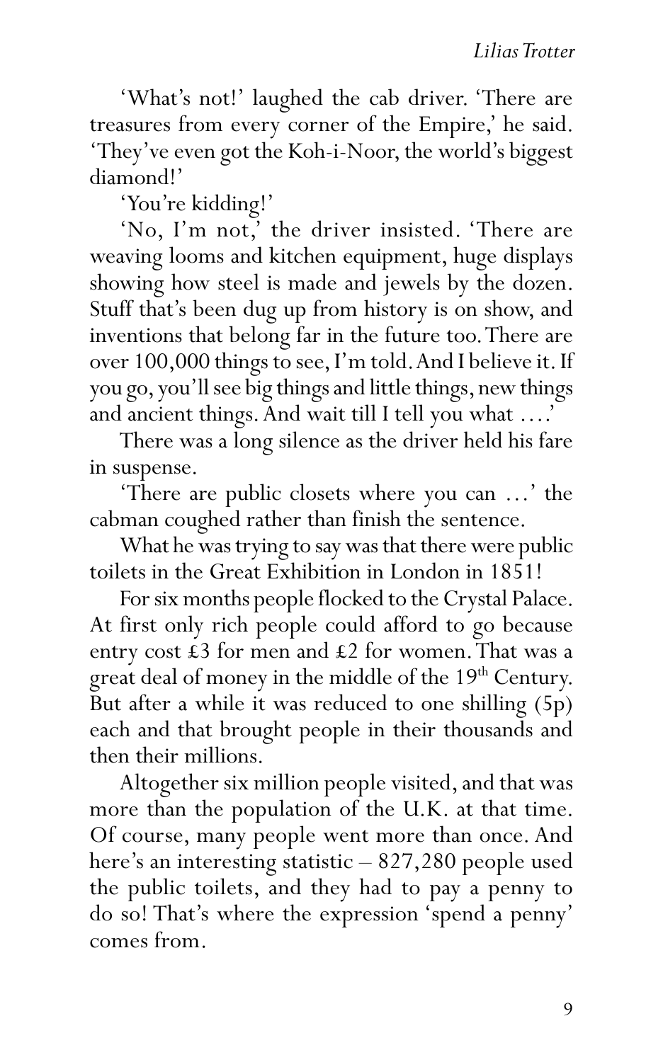'What's not!' laughed the cab driver. 'There are treasures from every corner of the Empire,' he said. 'They've even got the Koh-i-Noor, the world's biggest diamond!'

'You're kidding!'

'No, I'm not,' the driver insisted. 'There are weaving looms and kitchen equipment, huge displays showing how steel is made and jewels by the dozen. Stuff that's been dug up from history is on show, and inventions that belong far in the future too. There are over 100,000 things to see, I'm told. And I believe it. If you go, you'll see big things and little things, new things and ancient things. And wait till I tell you what ....'

There was a long silence as the driver held his fare in suspense.

'There are public closets where you can ...' the cabman coughed rather than finish the sentence.

What he was trying to say was that there were public toilets in the Great Exhibition in London in 1851!

For six months people flocked to the Crystal Palace. At first only rich people could afford to go because entry cost £3 for men and £2 for women. That was a great deal of money in the middle of the 19th Century. But after a while it was reduced to one shilling (5p) each and that brought people in their thousands and then their millions.

Altogether six million people visited, and that was more than the population of the U.K. at that time. Of course, many people went more than once. And here's an interesting statistic – 827,280 people used the public toilets, and they had to pay a penny to do so! That's where the expression 'spend a penny' comes from.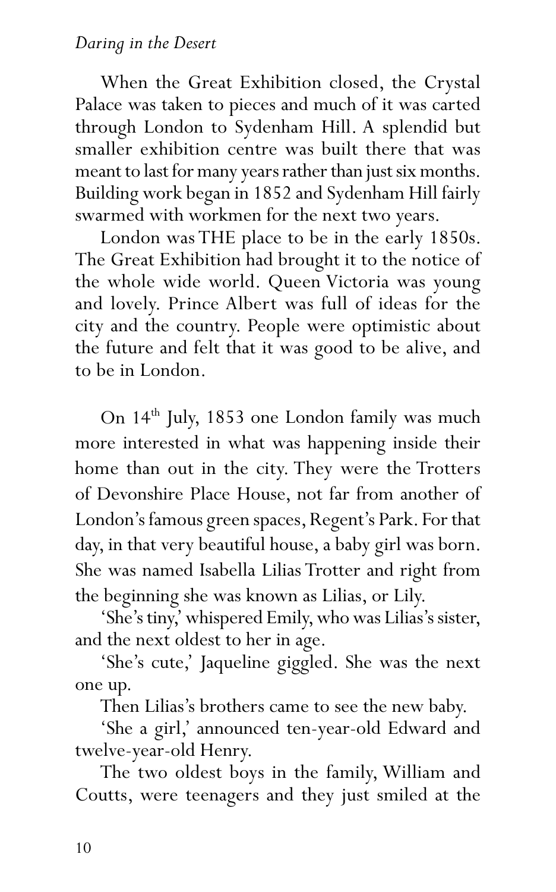When the Great Exhibition closed, the Crystal Palace was taken to pieces and much of it was carted through London to Sydenham Hill. A splendid but smaller exhibition centre was built there that was meant to last for many years rather than just six months. Building work began in 1852 and Sydenham Hill fairly swarmed with workmen for the next two years.

London was THE place to be in the early 1850s. The Great Exhibition had brought it to the notice of the whole wide world. Queen Victoria was young and lovely. Prince Albert was full of ideas for the city and the country. People were optimistic about the future and felt that it was good to be alive, and to be in London.

On 14th July, 1853 one London family was much more interested in what was happening inside their home than out in the city. They were the Trotters of Devonshire Place House, not far from another of London's famous green spaces, Regent's Park. For that day, in that very beautiful house, a baby girl was born. She was named Isabella Lilias Trotter and right from the beginning she was known as Lilias, or Lily.

'She's tiny,' whispered Emily, who was Lilias's sister, and the next oldest to her in age.

'She's cute,' Jaqueline giggled. She was the next one up.

Then Lilias's brothers came to see the new baby.

'She a girl,' announced ten-year-old Edward and twelve-year-old Henry.

The two oldest boys in the family, William and Coutts, were teenagers and they just smiled at the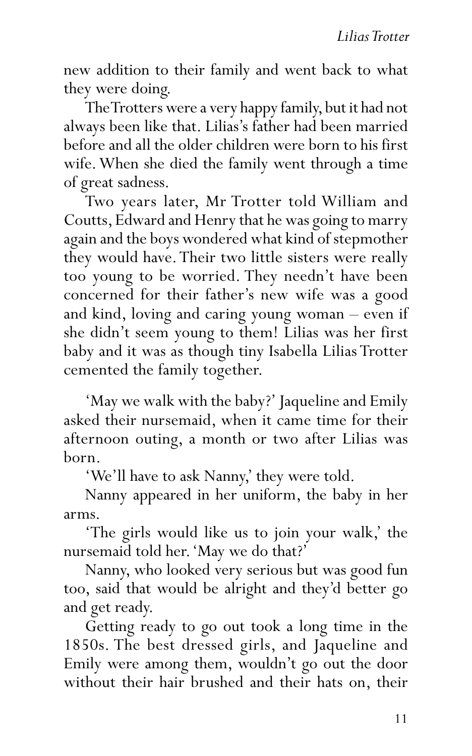new addition to their family and went back to what they were doing.

The Trotters were a very happy family, but it had not always been like that. Lilias's father had been married before and all the older children were born to his first wife. When she died the family went through a time of great sadness.

Two years later, Mr Trotter told William and Coutts, Edward and Henry that he was going to marry again and the boys wondered what kind of stepmother they would have. Their two little sisters were really too young to be worried. They needn't have been concerned for their father's new wife was a good and kind, loving and caring young woman – even if she didn't seem young to them! Lilias was her first baby and it was as though tiny Isabella Lilias Trotter cemented the family together.

'May we walk with the baby?' Jaqueline and Emily asked their nursemaid, when it came time for their afternoon outing, a month or two after Lilias was born.

'We'll have to ask Nanny,' they were told.

Nanny appeared in her uniform, the baby in her arms.

'The girls would like us to join your walk,' the nursemaid told her. 'May we do that?'

Nanny, who looked very serious but was good fun too, said that would be alright and they'd better go and get ready.

Getting ready to go out took a long time in the 1850s. The best dressed girls, and Jaqueline and Emily were among them, wouldn't go out the door without their hair brushed and their hats on, their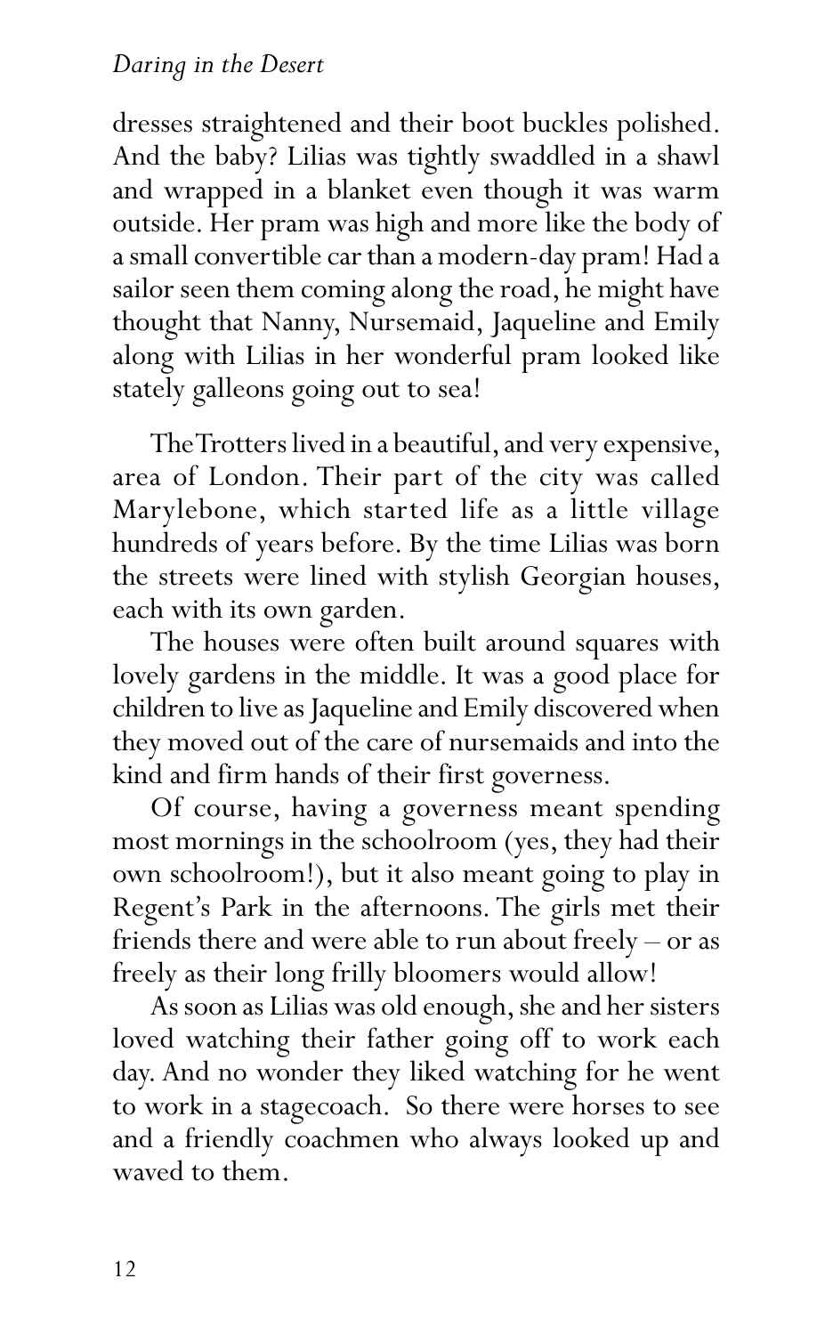dresses straightened and their boot buckles polished. And the baby? Lilias was tightly swaddled in a shawl and wrapped in a blanket even though it was warm outside. Her pram was high and more like the body of a small convertible car than a modern-day pram! Had a sailor seen them coming along the road, he might have thought that Nanny, Nursemaid, Jaqueline and Emily along with Lilias in her wonderful pram looked like stately galleons going out to sea!

The Trotters lived in a beautiful, and very expensive, area of London. Their part of the city was called Marylebone, which started life as a little village hundreds of years before. By the time Lilias was born the streets were lined with stylish Georgian houses, each with its own garden.

The houses were often built around squares with lovely gardens in the middle. It was a good place for children to live as Jaqueline and Emily discovered when they moved out of the care of nursemaids and into the kind and firm hands of their first governess.

Of course, having a governess meant spending most mornings in the schoolroom (yes, they had their own schoolroom!), but it also meant going to play in Regent's Park in the afternoons. The girls met their friends there and were able to run about freely – or as freely as their long frilly bloomers would allow!

As soon as Lilias was old enough, she and her sisters loved watching their father going off to work each day. And no wonder they liked watching for he went to work in a stagecoach. So there were horses to see and a friendly coachmen who always looked up and waved to them.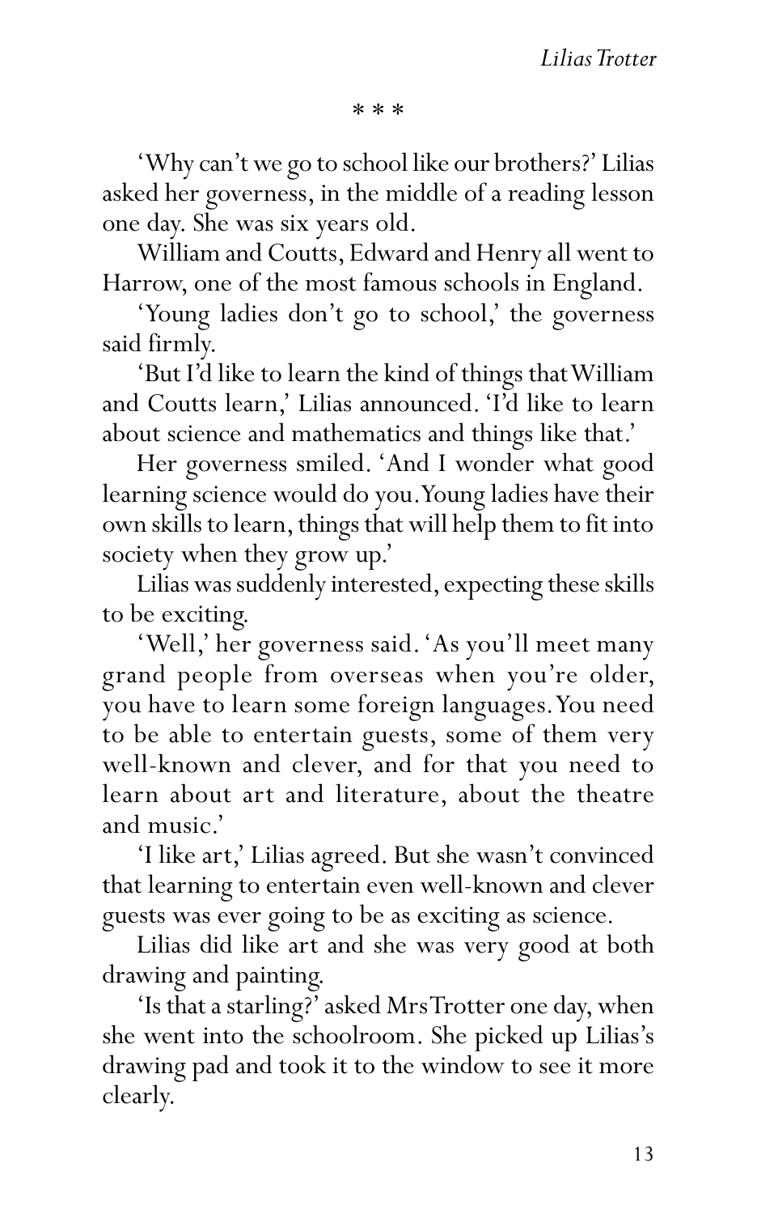\* \* \*

'Why can't we go to school like our brothers?' Lilias asked her governess, in the middle of a reading lesson one day. She was six years old.

William and Coutts, Edward and Henry all went to Harrow, one of the most famous schools in England.

'Young ladies don't go to school,' the governess said firmly.

'But I'd like to learn the kind of things that William and Coutts learn,' Lilias announced. 'I'd like to learn about science and mathematics and things like that.'

Her governess smiled. 'And I wonder what good learning science would do you. Young ladies have their own skills to learn, things that will help them to fit into society when they grow up.'

Lilias was suddenly interested, expecting these skills to be exciting.

'Well,' her governess said. 'As you'll meet many grand people from overseas when you're older, you have to learn some foreign languages. You need to be able to entertain guests, some of them very well-known and clever, and for that you need to learn about art and literature, about the theatre and music.'

'I like art,' Lilias agreed. But she wasn't convinced that learning to entertain even well-known and clever guests was ever going to be as exciting as science.

Lilias did like art and she was very good at both drawing and painting.

'Is that a starling?' asked Mrs Trotter one day, when she went into the schoolroom. She picked up Lilias's drawing pad and took it to the window to see it more clearly.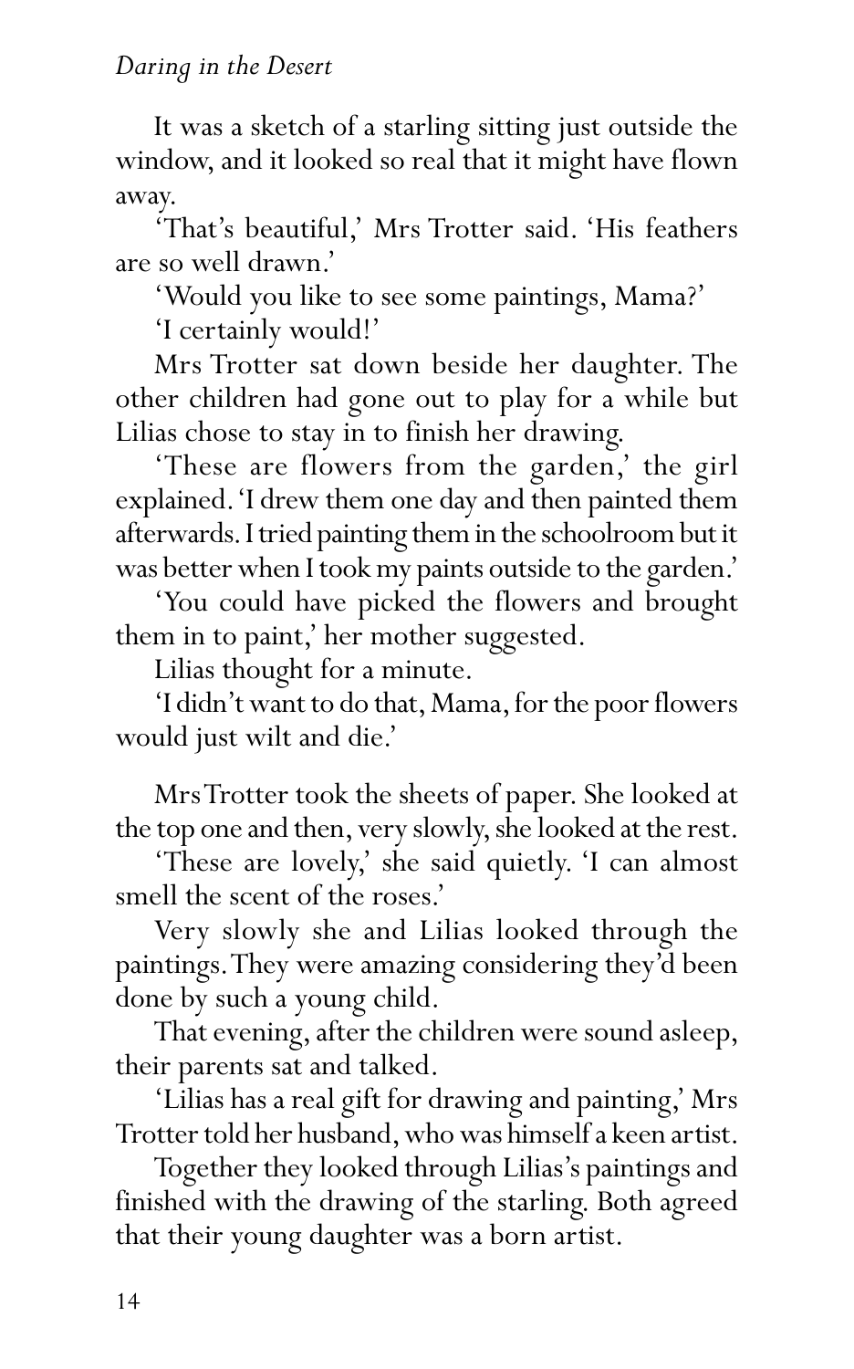It was a sketch of a starling sitting just outside the window, and it looked so real that it might have flown away.

'That's beautiful,' Mrs Trotter said. 'His feathers are so well drawn.'

'Would you like to see some paintings, Mama?'

'I certainly would!'

Mrs Trotter sat down beside her daughter. The other children had gone out to play for a while but Lilias chose to stay in to finish her drawing.

'These are flowers from the garden,' the girl explained. 'I drew them one day and then painted them afterwards. I tried painting them in the schoolroom but it was better when I took my paints outside to the garden.'

'You could have picked the flowers and brought them in to paint,' her mother suggested.

Lilias thought for a minute.

'I didn't want to do that, Mama, for the poor flowers would just wilt and die.'

Mrs Trotter took the sheets of paper. She looked at the top one and then, very slowly, she looked at the rest.

'These are lovely,' she said quietly. 'I can almost smell the scent of the roses.'

Very slowly she and Lilias looked through the paintings. They were amazing considering they'd been done by such a young child.

That evening, after the children were sound asleep, their parents sat and talked.

'Lilias has a real gift for drawing and painting,' Mrs Trotter told her husband, who was himself a keen artist.

Together they looked through Lilias's paintings and finished with the drawing of the starling. Both agreed that their young daughter was a born artist.